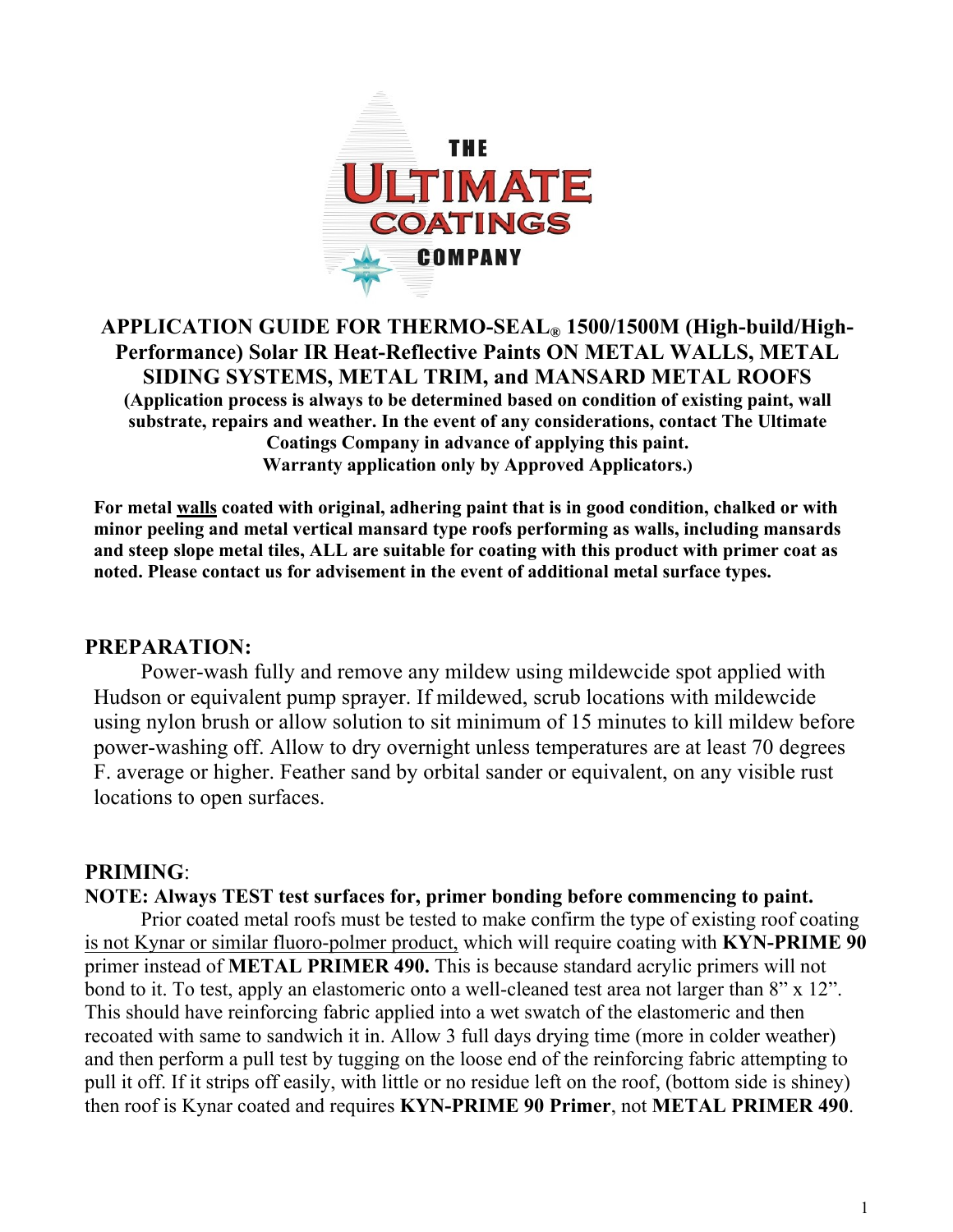THE ULTIMATE COATINGS COMPANY

# APPLICATION GUIDE FOR THERMO-SEAL® 1500/1500M (High-build/High-Performance) Solar IR Heat-Reflective Paints ON METAL WALLS, METAL SIDING SYSTEMS, METAL TRIM, and MANSARD METAL ROOFS

**(Application process is always to be determined based on condition of existing paint, wall substrate, repairs and weather. In the event of any considerations, contact The Ultimate Coatings Company in advance of applying this paint.**
**Warranty application only by Approved Applicators.)**

**For metal walls coated with original, adhering paint that is in good condition, chalked or with minor peeling and metal vertical mansard type roofs performing as walls, including mansards and steep slope metal tiles, ALL are suitable for coating with this product with primer coat as noted. Please contact us for advisement in the event of additional metal surface types.**

## PREPARATION:

Power-wash fully and remove any mildew using mildewcide spot applied with Hudson or equivalent pump sprayer. If mildewed, scrub locations with mildewcide using nylon brush or allow solution to sit minimum of 15 minutes to kill mildew before power-washing off. Allow to dry overnight unless temperatures are at least 70 degrees F. average or higher. Feather sand by orbital sander or equivalent, on any visible rust locations to open surfaces.

## PRIMING:

**NOTE: Always TEST test surfaces for, primer bonding before commencing to paint.**

Prior coated metal roofs must be tested to make confirm the type of existing roof coating is not Kynar or similar fluoro-polmer product, which will require coating with **KYN-PRIME 90** primer instead of **METAL PRIMER 490.** This is because standard acrylic primers will not bond to it. To test, apply an elastomeric onto a well-cleaned test area not larger than 8” x 12”. This should have reinforcing fabric applied into a wet swatch of the elastomeric and then recoated with same to sandwich it in. Allow 3 full days drying time (more in colder weather) and then perform a pull test by tugging on the loose end of the reinforcing fabric attempting to pull it off. If it strips off easily, with little or no residue left on the roof, (bottom side is shiney) then roof is Kynar coated and requires **KYN-PRIME 90 Primer**, not **METAL PRIMER 490**.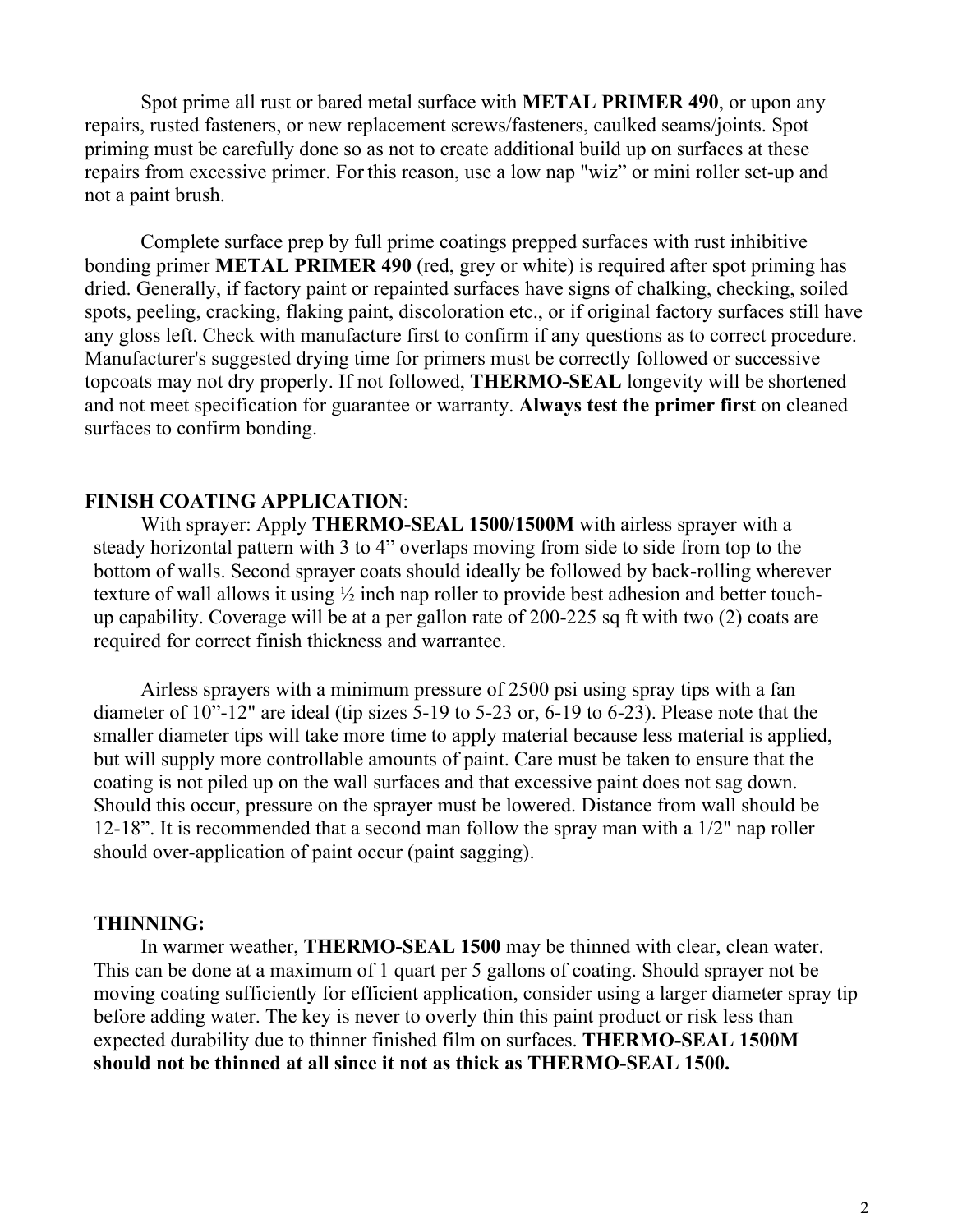Spot prime all rust or bared metal surface with **METAL PRIMER 490**, or upon any repairs, rusted fasteners, or new replacement screws/fasteners, caulked seams/joints. Spot priming must be carefully done so as not to create additional build up on surfaces at these repairs from excessive primer. For this reason, use a low nap "wiz" or mini roller set-up and not a paint brush.

Complete surface prep by full prime coatings prepped surfaces with rust inhibitive bonding primer **METAL PRIMER 490** (red, grey or white) is required after spot priming has dried. Generally, if factory paint or repainted surfaces have signs of chalking, checking, soiled spots, peeling, cracking, flaking paint, discoloration etc., or if original factory surfaces still have any gloss left. Check with manufacture first to confirm if any questions as to correct procedure. Manufacturer's suggested drying time for primers must be correctly followed or successive topcoats may not dry properly. If not followed, **THERMO-SEAL** longevity will be shortened and not meet specification for guarantee or warranty. **Always test the primer first** on cleaned surfaces to confirm bonding.

**FINISH COATING APPLICATION**:

With sprayer: Apply **THERMO-SEAL 1500/1500M** with airless sprayer with a steady horizontal pattern with 3 to 4" overlaps moving from side to side from top to the bottom of walls. Second sprayer coats should ideally be followed by back-rolling wherever texture of wall allows it using ½ inch nap roller to provide best adhesion and better touch-up capability. Coverage will be at a per gallon rate of 200-225 sq ft with two (2) coats are required for correct finish thickness and warrantee.

Airless sprayers with a minimum pressure of 2500 psi using spray tips with a fan diameter of 10"-12" are ideal (tip sizes 5-19 to 5-23 or, 6-19 to 6-23). Please note that the smaller diameter tips will take more time to apply material because less material is applied, but will supply more controllable amounts of paint. Care must be taken to ensure that the coating is not piled up on the wall surfaces and that excessive paint does not sag down. Should this occur, pressure on the sprayer must be lowered. Distance from wall should be 12-18". It is recommended that a second man follow the spray man with a 1/2" nap roller should over-application of paint occur (paint sagging).

**THINNING:**

In warmer weather, **THERMO-SEAL 1500** may be thinned with clear, clean water. This can be done at a maximum of 1 quart per 5 gallons of coating. Should sprayer not be moving coating sufficiently for efficient application, consider using a larger diameter spray tip before adding water. The key is never to overly thin this paint product or risk less than expected durability due to thinner finished film on surfaces. **THERMO-SEAL 1500M should not be thinned at all since it not as thick as THERMO-SEAL 1500.**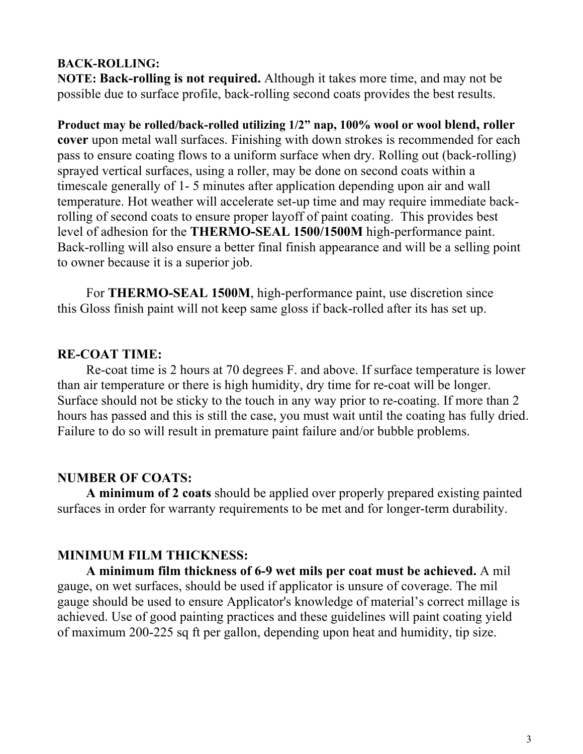**BACK-ROLLING:**

**NOTE: Back-rolling is not required.** Although it takes more time, and may not be possible due to surface profile, back-rolling second coats provides the best results.

**Product may be rolled/back-rolled utilizing 1/2" nap, 100% wool or wool blend, roller cover** upon metal wall surfaces. Finishing with down strokes is recommended for each pass to ensure coating flows to a uniform surface when dry. Rolling out (back-rolling) sprayed vertical surfaces, using a roller, may be done on second coats within a timescale generally of 1- 5 minutes after application depending upon air and wall temperature. Hot weather will accelerate set-up time and may require immediate back-rolling of second coats to ensure proper layoff of paint coating. This provides best level of adhesion for the **THERMO-SEAL 1500/1500M** high-performance paint. Back-rolling will also ensure a better final finish appearance and will be a selling point to owner because it is a superior job.

For **THERMO-SEAL 1500M**, high-performance paint, use discretion since this Gloss finish paint will not keep same gloss if back-rolled after its has set up.

**RE-COAT TIME:**

Re-coat time is 2 hours at 70 degrees F. and above. If surface temperature is lower than air temperature or there is high humidity, dry time for re-coat will be longer. Surface should not be sticky to the touch in any way prior to re-coating. If more than 2 hours has passed and this is still the case, you must wait until the coating has fully dried. Failure to do so will result in premature paint failure and/or bubble problems.

**NUMBER OF COATS:**

**A minimum of 2 coats** should be applied over properly prepared existing painted surfaces in order for warranty requirements to be met and for longer-term durability.

**MINIMUM FILM THICKNESS:**

**A minimum film thickness of 6-9 wet mils per coat must be achieved.** A mil gauge, on wet surfaces, should be used if applicator is unsure of coverage. The mil gauge should be used to ensure Applicator's knowledge of material's correct millage is achieved. Use of good painting practices and these guidelines will paint coating yield of maximum 200-225 sq ft per gallon, depending upon heat and humidity, tip size.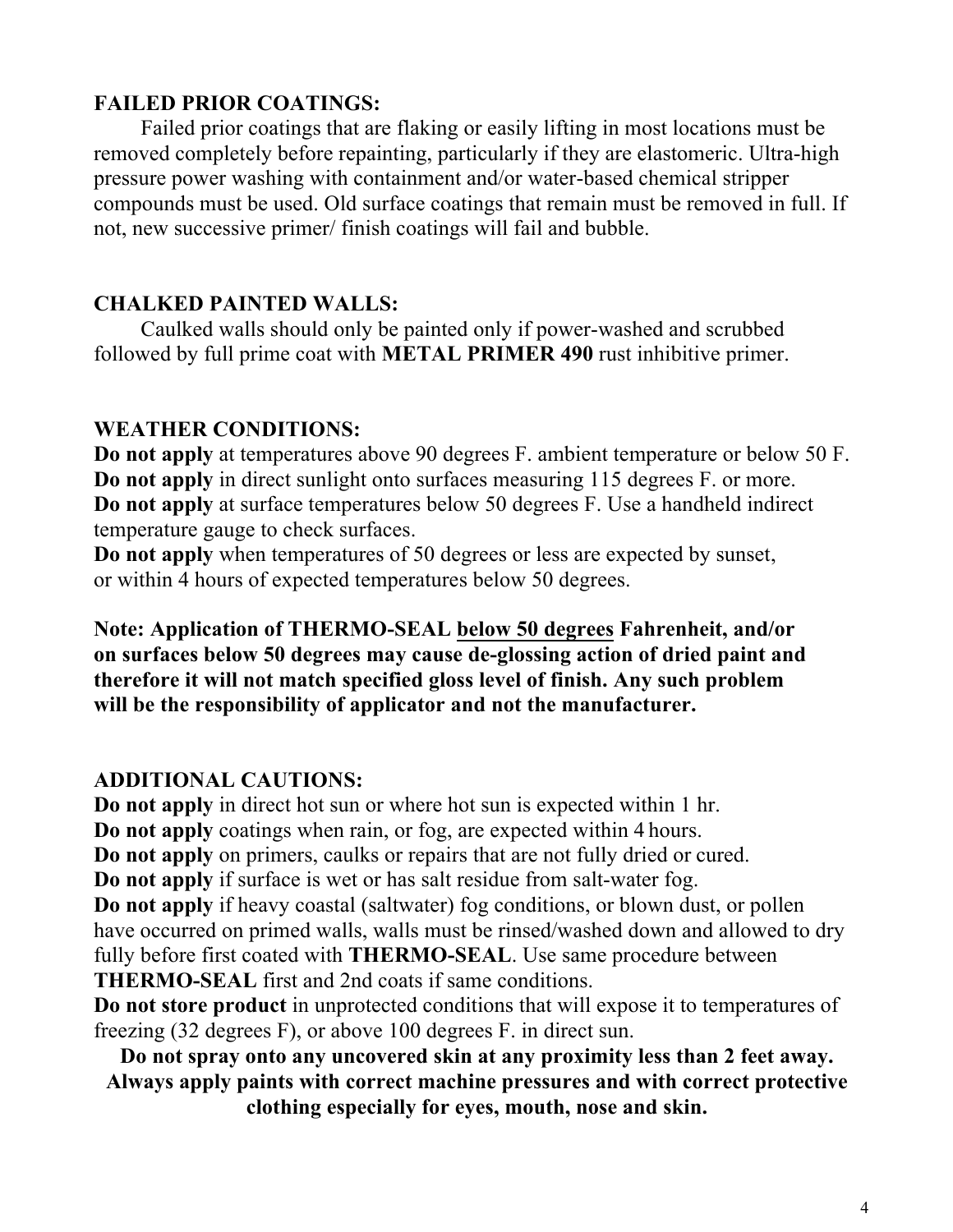## FAILED PRIOR COATINGS:

Failed prior coatings that are flaking or easily lifting in most locations must be removed completely before repainting, particularly if they are elastomeric. Ultra-high pressure power washing with containment and/or water-based chemical stripper compounds must be used. Old surface coatings that remain must be removed in full. If not, new successive primer/ finish coatings will fail and bubble.

## CHALKED PAINTED WALLS:

Caulked walls should only be painted only if power-washed and scrubbed followed by full prime coat with **METAL PRIMER 490** rust inhibitive primer.

## WEATHER CONDITIONS:

**Do not apply** at temperatures above 90 degrees F. ambient temperature or below 50 F.
**Do not apply** in direct sunlight onto surfaces measuring 115 degrees F. or more.
**Do not apply** at surface temperatures below 50 degrees F. Use a handheld indirect temperature gauge to check surfaces.
**Do not apply** when temperatures of 50 degrees or less are expected by sunset, or within 4 hours of expected temperatures below 50 degrees.

**Note: Application of THERMO-SEAL <u>below 50 degrees</u> Fahrenheit, and/or on surfaces below 50 degrees may cause de-glossing action of dried paint and therefore it will not match specified gloss level of finish. Any such problem will be the responsibility of applicator and not the manufacturer.**

## ADDITIONAL CAUTIONS:

**Do not apply** in direct hot sun or where hot sun is expected within 1 hr.
**Do not apply** coatings when rain, or fog, are expected within 4 hours.
**Do not apply** on primers, caulks or repairs that are not fully dried or cured.
**Do not apply** if surface is wet or has salt residue from salt-water fog.
**Do not apply** if heavy coastal (saltwater) fog conditions, or blown dust, or pollen have occurred on primed walls, walls must be rinsed/washed down and allowed to dry fully before first coated with **THERMO-SEAL**. Use same procedure between **THERMO-SEAL** first and 2nd coats if same conditions.
**Do not store product** in unprotected conditions that will expose it to temperatures of freezing (32 degrees F), or above 100 degrees F. in direct sun.

**Do not spray onto any uncovered skin at any proximity less than 2 feet away. Always apply paints with correct machine pressures and with correct protective clothing especially for eyes, mouth, nose and skin.**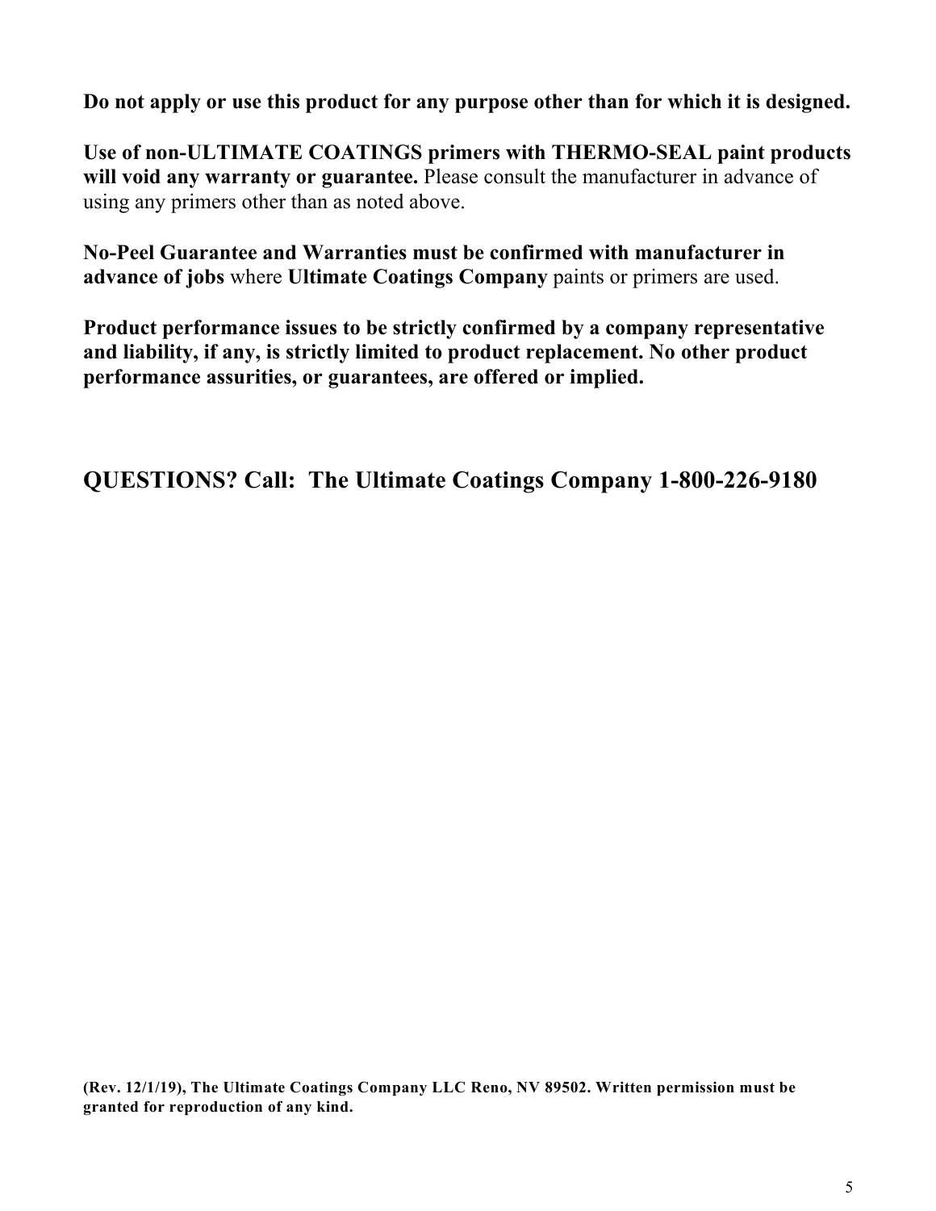**Do not apply or use this product for any purpose other than for which it is designed.**

**Use of non-ULTIMATE COATINGS primers with THERMO-SEAL paint products will void any warranty or guarantee.** Please consult the manufacturer in advance of using any primers other than as noted above.

**No-Peel Guarantee and Warranties must be confirmed with manufacturer in advance of jobs** where **Ultimate Coatings Company** paints or primers are used.

**Product performance issues to be strictly confirmed by a company representative and liability, if any, is strictly limited to product replacement. No other product performance assurities, or guarantees, are offered or implied.**

## QUESTIONS? Call: The Ultimate Coatings Company 1-800-226-9180

**(Rev. 12/1/19), The Ultimate Coatings Company LLC Reno, NV 89502. Written permission must be granted for reproduction of any kind.**